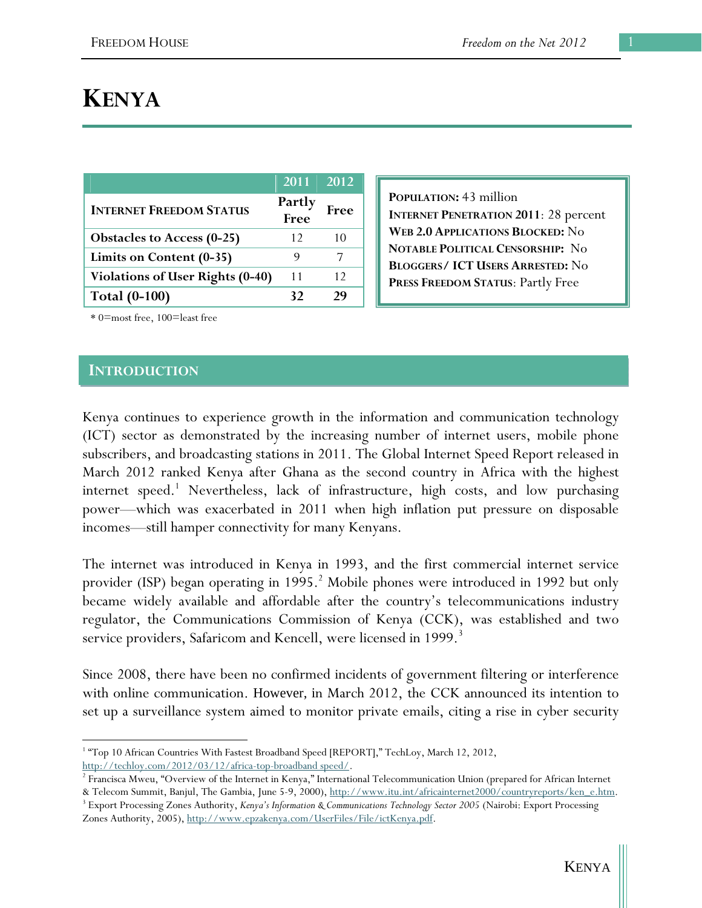# KENYA

| | 2011 | 2012 |
|---|---|---|
| **INTERNET FREEDOM STATUS** | **Partly Free** | **Free** |
| **Obstacles to Access (0-25)** | 12 | 10 |
| **Limits on Content (0-35)** | 9 | 7 |
| **Violations of User Rights (0-40)** | 11 | 12 |
| **Total (0-100)** | **32** | **29** |

\* 0=most free, 100=least free

**POPULATION:** 43 million
**INTERNET PENETRATION 2011**: 28 percent
**WEB 2.0 APPLICATIONS BLOCKED:** No
**NOTABLE POLITICAL CENSORSHIP:** No
**BLOGGERS/ ICT USERS ARRESTED:** No
**PRESS FREEDOM STATUS**: Partly Free

## INTRODUCTION

Kenya continues to experience growth in the information and communication technology (ICT) sector as demonstrated by the increasing number of internet users, mobile phone subscribers, and broadcasting stations in 2011. The Global Internet Speed Report released in March 2012 ranked Kenya after Ghana as the second country in Africa with the highest internet speed.[1] Nevertheless, lack of infrastructure, high costs, and low purchasing power—which was exacerbated in 2011 when high inflation put pressure on disposable incomes—still hamper connectivity for many Kenyans.

The internet was introduced in Kenya in 1993, and the first commercial internet service provider (ISP) began operating in 1995.[2] Mobile phones were introduced in 1992 but only became widely available and affordable after the country's telecommunications industry regulator, the Communications Commission of Kenya (CCK), was established and two service providers, Safaricom and Kencell, were licensed in 1999.[3]

Since 2008, there have been no confirmed incidents of government filtering or interference with online communication. However, in March 2012, the CCK announced its intention to set up a surveillance system aimed to monitor private emails, citing a rise in cyber security

[1] "Top 10 African Countries With Fastest Broadband Speed [REPORT]," TechLoy, March 12, 2012, http://techloy.com/2012/03/12/africa-top-broadband speed/.

[2] Francisca Mweu, "Overview of the Internet in Kenya," International Telecommunication Union (prepared for African Internet & Telecom Summit, Banjul, The Gambia, June 5-9, 2000), http://www.itu.int/africainternet2000/countryreports/ken_e.htm.

[3] Export Processing Zones Authority, *Kenya's Information & Communications Technology Sector 2005* (Nairobi: Export Processing Zones Authority, 2005), http://www.epzakenya.com/UserFiles/File/ictKenya.pdf.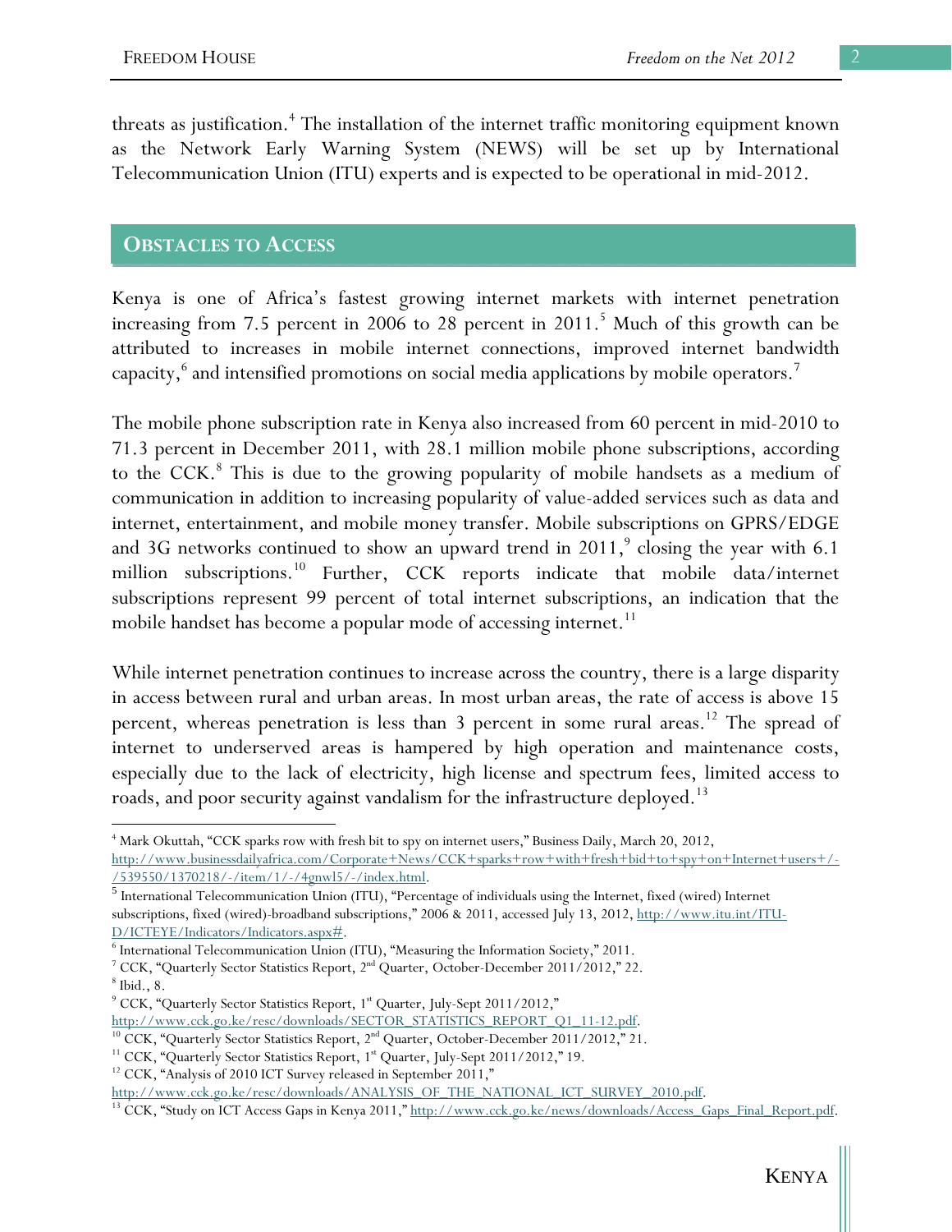threats as justification.[4] The installation of the internet traffic monitoring equipment known as the Network Early Warning System (NEWS) will be set up by International Telecommunication Union (ITU) experts and is expected to be operational in mid-2012.

## OBSTACLES TO ACCESS

Kenya is one of Africa's fastest growing internet markets with internet penetration increasing from 7.5 percent in 2006 to 28 percent in 2011.[5] Much of this growth can be attributed to increases in mobile internet connections, improved internet bandwidth capacity,[6] and intensified promotions on social media applications by mobile operators.[7]

The mobile phone subscription rate in Kenya also increased from 60 percent in mid-2010 to 71.3 percent in December 2011, with 28.1 million mobile phone subscriptions, according to the CCK.[8] This is due to the growing popularity of mobile handsets as a medium of communication in addition to increasing popularity of value-added services such as data and internet, entertainment, and mobile money transfer. Mobile subscriptions on GPRS/EDGE and 3G networks continued to show an upward trend in 2011,[9] closing the year with 6.1 million subscriptions.[10] Further, CCK reports indicate that mobile data/internet subscriptions represent 99 percent of total internet subscriptions, an indication that the mobile handset has become a popular mode of accessing internet.[11]

While internet penetration continues to increase across the country, there is a large disparity in access between rural and urban areas. In most urban areas, the rate of access is above 15 percent, whereas penetration is less than 3 percent in some rural areas.[12] The spread of internet to underserved areas is hampered by high operation and maintenance costs, especially due to the lack of electricity, high license and spectrum fees, limited access to roads, and poor security against vandalism for the infrastructure deployed.[13]

---

[4] Mark Okuttah, "CCK sparks row with fresh bit to spy on internet users," Business Daily, March 20, 2012, http://www.businessdailyafrica.com/Corporate+News/CCK+sparks+row+with+fresh+bid+to+spy+on+Internet+users+/-/539550/1370218/-/item/1/-/4gnwl5/-/index.html.

[5] International Telecommunication Union (ITU), "Percentage of individuals using the Internet, fixed (wired) Internet subscriptions, fixed (wired)-broadband subscriptions," 2006 & 2011, accessed July 13, 2012, http://www.itu.int/ITU-D/ICTEYE/Indicators/Indicators.aspx#.

[6] International Telecommunication Union (ITU), "Measuring the Information Society," 2011.

[7] CCK, "Quarterly Sector Statistics Report, 2nd Quarter, October-December 2011/2012," 22.

[8] Ibid., 8.

[9] CCK, "Quarterly Sector Statistics Report, 1st Quarter, July-Sept 2011/2012," http://www.cck.go.ke/resc/downloads/SECTOR_STATISTICS_REPORT_Q1_11-12.pdf.

[10] CCK, "Quarterly Sector Statistics Report, 2nd Quarter, October-December 2011/2012," 21.

[11] CCK, "Quarterly Sector Statistics Report, 1st Quarter, July-Sept 2011/2012," 19.

[12] CCK, "Analysis of 2010 ICT Survey released in September 2011," http://www.cck.go.ke/resc/downloads/ANALYSIS_OF_THE_NATIONAL_ICT_SURVEY_2010.pdf.

[13] CCK, "Study on ICT Access Gaps in Kenya 2011," http://www.cck.go.ke/news/downloads/Access_Gaps_Final_Report.pdf.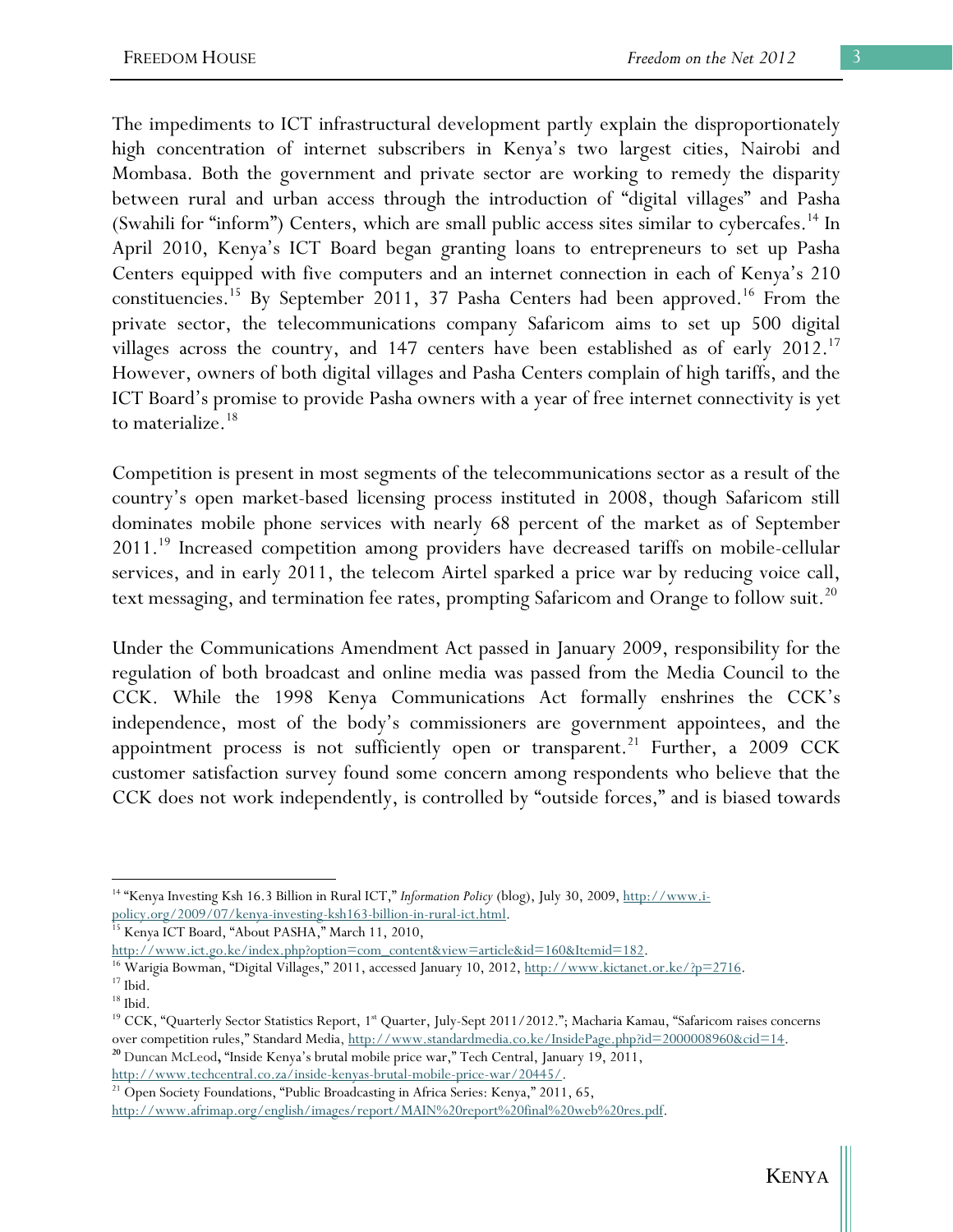The impediments to ICT infrastructural development partly explain the disproportionately high concentration of internet subscribers in Kenya's two largest cities, Nairobi and Mombasa. Both the government and private sector are working to remedy the disparity between rural and urban access through the introduction of "digital villages" and Pasha (Swahili for "inform") Centers, which are small public access sites similar to cybercafes.[14] In April 2010, Kenya's ICT Board began granting loans to entrepreneurs to set up Pasha Centers equipped with five computers and an internet connection in each of Kenya's 210 constituencies.[15] By September 2011, 37 Pasha Centers had been approved.[16] From the private sector, the telecommunications company Safaricom aims to set up 500 digital villages across the country, and 147 centers have been established as of early 2012.[17] However, owners of both digital villages and Pasha Centers complain of high tariffs, and the ICT Board's promise to provide Pasha owners with a year of free internet connectivity is yet to materialize.[18]

Competition is present in most segments of the telecommunications sector as a result of the country's open market-based licensing process instituted in 2008, though Safaricom still dominates mobile phone services with nearly 68 percent of the market as of September 2011.[19] Increased competition among providers have decreased tariffs on mobile-cellular services, and in early 2011, the telecom Airtel sparked a price war by reducing voice call, text messaging, and termination fee rates, prompting Safaricom and Orange to follow suit.[20]

Under the Communications Amendment Act passed in January 2009, responsibility for the regulation of both broadcast and online media was passed from the Media Council to the CCK. While the 1998 Kenya Communications Act formally enshrines the CCK's independence, most of the body's commissioners are government appointees, and the appointment process is not sufficiently open or transparent.[21] Further, a 2009 CCK customer satisfaction survey found some concern among respondents who believe that the CCK does not work independently, is controlled by "outside forces," and is biased towards

---

[14] "Kenya Investing Ksh 16.3 Billion in Rural ICT," *Information Policy* (blog), July 30, 2009, http://www.i-policy.org/2009/07/kenya-investing-ksh163-billion-in-rural-ict.html.

[15] Kenya ICT Board, "About PASHA," March 11, 2010, http://www.ict.go.ke/index.php?option=com_content&view=article&id=160&Itemid=182.

[16] Warigia Bowman, "Digital Villages," 2011, accessed January 10, 2012, http://www.kictanet.or.ke/?p=2716.

[17] Ibid.

[18] Ibid.

[19] CCK, "Quarterly Sector Statistics Report, 1st Quarter, July-Sept 2011/2012."; Macharia Kamau, "Safaricom raises concerns over competition rules," Standard Media, http://www.standardmedia.co.ke/InsidePage.php?id=2000008960&cid=14.

[20] Duncan McLeod, "Inside Kenya's brutal mobile price war," Tech Central, January 19, 2011, http://www.techcentral.co.za/inside-kenyas-brutal-mobile-price-war/20445/.

[21] Open Society Foundations, "Public Broadcasting in Africa Series: Kenya," 2011, 65, http://www.afrimap.org/english/images/report/MAIN%20report%20final%20web%20res.pdf.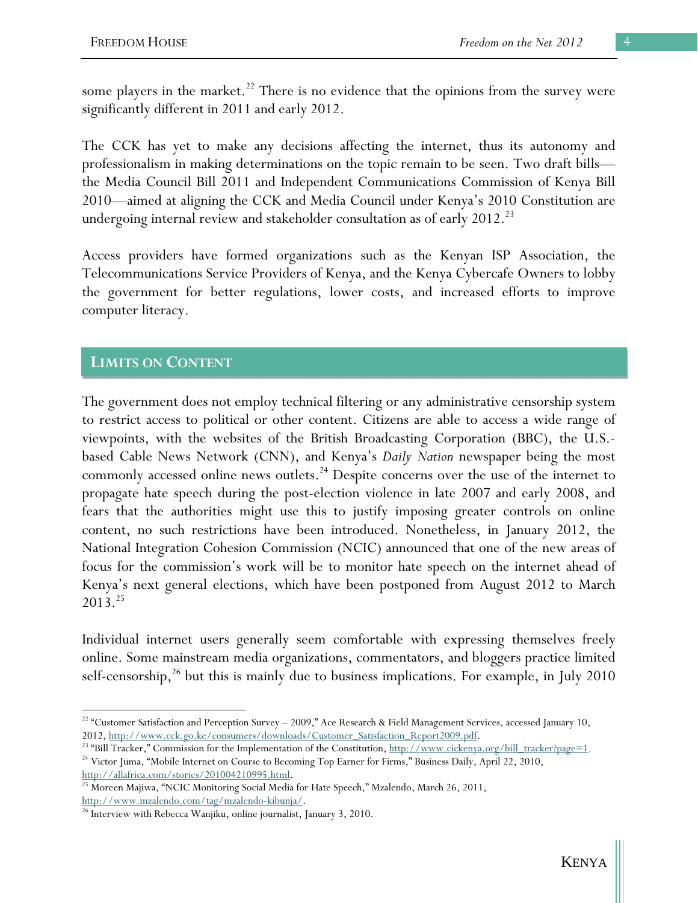some players in the market.[22] There is no evidence that the opinions from the survey were significantly different in 2011 and early 2012.

The CCK has yet to make any decisions affecting the internet, thus its autonomy and professionalism in making determinations on the topic remain to be seen. Two draft bills—the Media Council Bill 2011 and Independent Communications Commission of Kenya Bill 2010—aimed at aligning the CCK and Media Council under Kenya's 2010 Constitution are undergoing internal review and stakeholder consultation as of early 2012.[23]

Access providers have formed organizations such as the Kenyan ISP Association, the Telecommunications Service Providers of Kenya, and the Kenya Cybercafe Owners to lobby the government for better regulations, lower costs, and increased efforts to improve computer literacy.

## LIMITS ON CONTENT

The government does not employ technical filtering or any administrative censorship system to restrict access to political or other content. Citizens are able to access a wide range of viewpoints, with the websites of the British Broadcasting Corporation (BBC), the U.S.-based Cable News Network (CNN), and Kenya's *Daily Nation* newspaper being the most commonly accessed online news outlets.[24] Despite concerns over the use of the internet to propagate hate speech during the post-election violence in late 2007 and early 2008, and fears that the authorities might use this to justify imposing greater controls on online content, no such restrictions have been introduced. Nonetheless, in January 2012, the National Integration Cohesion Commission (NCIC) announced that one of the new areas of focus for the commission's work will be to monitor hate speech on the internet ahead of Kenya's next general elections, which have been postponed from August 2012 to March 2013.[25]

Individual internet users generally seem comfortable with expressing themselves freely online. Some mainstream media organizations, commentators, and bloggers practice limited self-censorship,[26] but this is mainly due to business implications. For example, in July 2010

---

[22] "Customer Satisfaction and Perception Survey – 2009," Ace Research & Field Management Services, accessed January 10, 2012, http://www.cck.go.ke/consumers/downloads/Customer_Satisfaction_Report2009.pdf.

[23] "Bill Tracker," Commission for the Implementation of the Constitution, http://www.cickenya.org/bill_tracker?page=1.

[24] Victor Juma, "Mobile Internet on Course to Becoming Top Earner for Firms," Business Daily, April 22, 2010, http://allafrica.com/stories/201004210995.html.

[25] Moreen Majiwa, "NCIC Monitoring Social Media for Hate Speech," Mzalendo, March 26, 2011, http://www.mzalendo.com/tag/mzalendo-kibunja/.

[26] Interview with Rebecca Wanjiku, online journalist, January 3, 2010.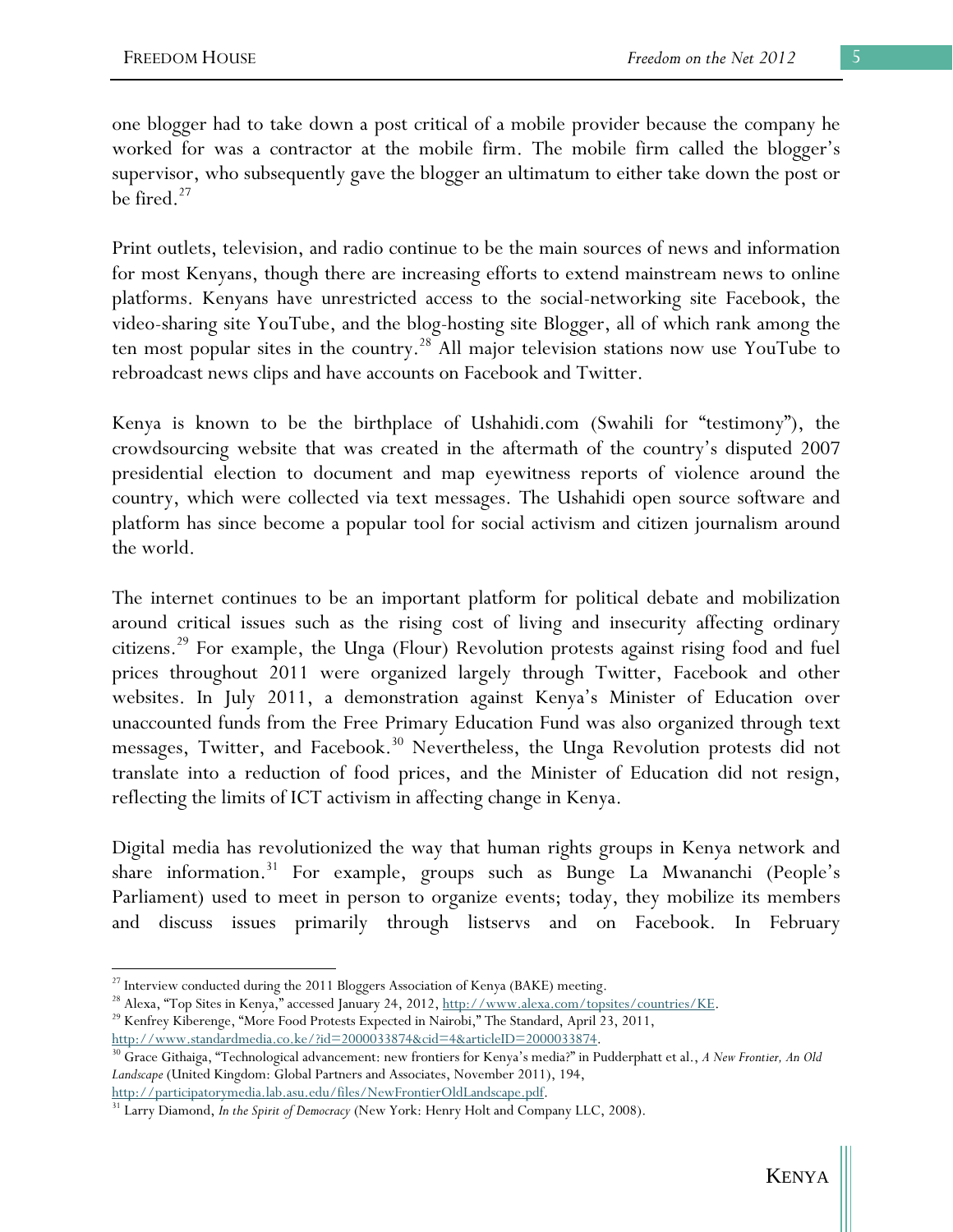one blogger had to take down a post critical of a mobile provider because the company he worked for was a contractor at the mobile firm. The mobile firm called the blogger's supervisor, who subsequently gave the blogger an ultimatum to either take down the post or be fired.[27]

Print outlets, television, and radio continue to be the main sources of news and information for most Kenyans, though there are increasing efforts to extend mainstream news to online platforms. Kenyans have unrestricted access to the social-networking site Facebook, the video-sharing site YouTube, and the blog-hosting site Blogger, all of which rank among the ten most popular sites in the country.[28] All major television stations now use YouTube to rebroadcast news clips and have accounts on Facebook and Twitter.

Kenya is known to be the birthplace of Ushahidi.com (Swahili for "testimony"), the crowdsourcing website that was created in the aftermath of the country's disputed 2007 presidential election to document and map eyewitness reports of violence around the country, which were collected via text messages. The Ushahidi open source software and platform has since become a popular tool for social activism and citizen journalism around the world.

The internet continues to be an important platform for political debate and mobilization around critical issues such as the rising cost of living and insecurity affecting ordinary citizens.[29] For example, the Unga (Flour) Revolution protests against rising food and fuel prices throughout 2011 were organized largely through Twitter, Facebook and other websites. In July 2011, a demonstration against Kenya's Minister of Education over unaccounted funds from the Free Primary Education Fund was also organized through text messages, Twitter, and Facebook.[30] Nevertheless, the Unga Revolution protests did not translate into a reduction of food prices, and the Minister of Education did not resign, reflecting the limits of ICT activism in affecting change in Kenya.

Digital media has revolutionized the way that human rights groups in Kenya network and share information.[31] For example, groups such as Bunge La Mwananchi (People's Parliament) used to meet in person to organize events; today, they mobilize its members and discuss issues primarily through listservs and on Facebook. In February

---

[27] Interview conducted during the 2011 Bloggers Association of Kenya (BAKE) meeting.

[28] Alexa, "Top Sites in Kenya," accessed January 24, 2012, http://www.alexa.com/topsites/countries/KE.

[29] Kenfrey Kiberenge, "More Food Protests Expected in Nairobi," The Standard, April 23, 2011, http://www.standardmedia.co.ke/?id=2000033874&cid=4&articleID=2000033874.

[30] Grace Githaiga, "Technological advancement: new frontiers for Kenya's media?" in Pudderphatt et al., *A New Frontier, An Old Landscape* (United Kingdom: Global Partners and Associates, November 2011), 194, http://participatorymedia.lab.asu.edu/files/NewFrontierOldLandscape.pdf.

[31] Larry Diamond, *In the Spirit of Democracy* (New York: Henry Holt and Company LLC, 2008).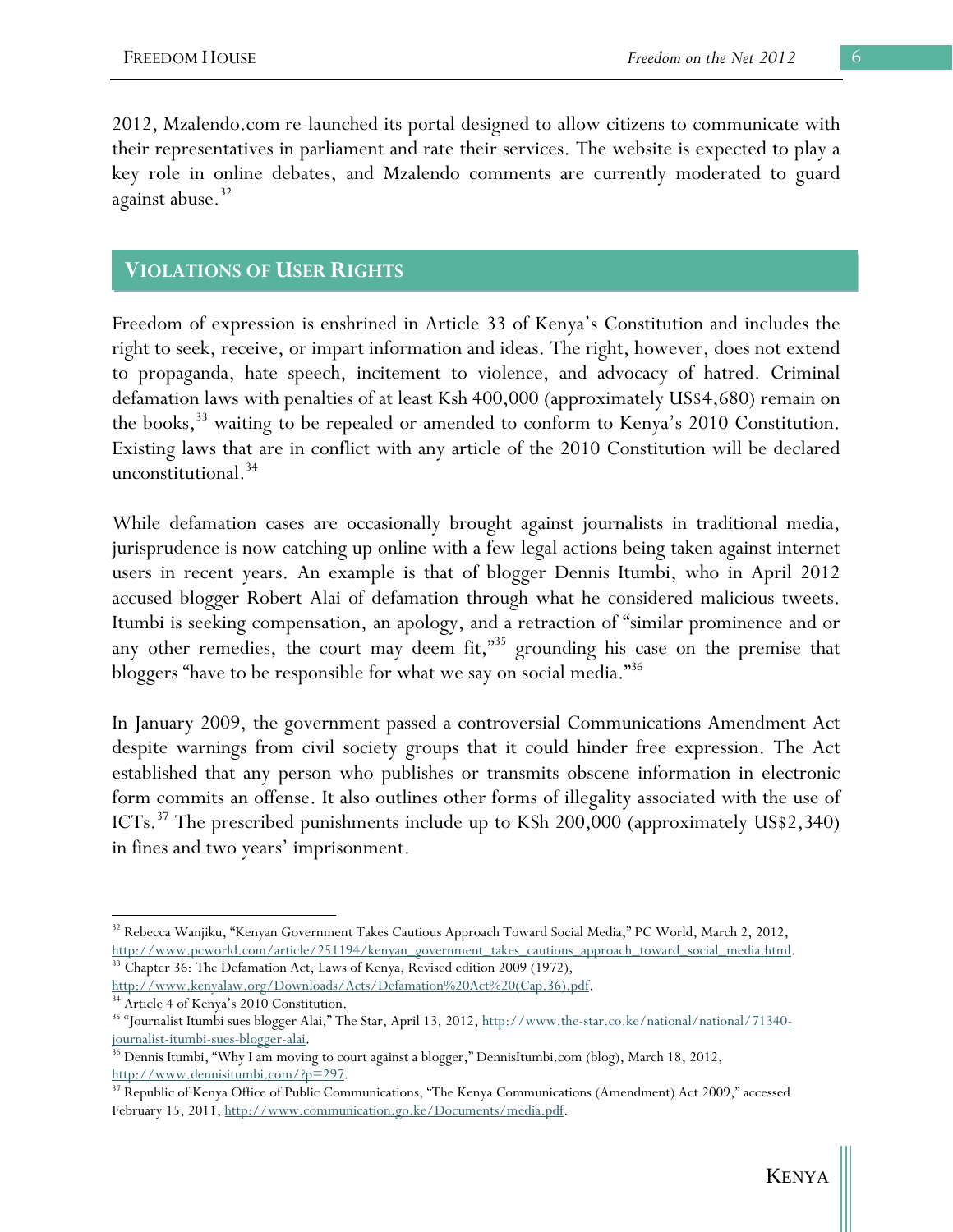2012, Mzalendo.com re-launched its portal designed to allow citizens to communicate with their representatives in parliament and rate their services. The website is expected to play a key role in online debates, and Mzalendo comments are currently moderated to guard against abuse.[32]

## VIOLATIONS OF USER RIGHTS

Freedom of expression is enshrined in Article 33 of Kenya's Constitution and includes the right to seek, receive, or impart information and ideas. The right, however, does not extend to propaganda, hate speech, incitement to violence, and advocacy of hatred. Criminal defamation laws with penalties of at least Ksh 400,000 (approximately US$4,680) remain on the books,[33] waiting to be repealed or amended to conform to Kenya's 2010 Constitution. Existing laws that are in conflict with any article of the 2010 Constitution will be declared unconstitutional.[34]

While defamation cases are occasionally brought against journalists in traditional media, jurisprudence is now catching up online with a few legal actions being taken against internet users in recent years. An example is that of blogger Dennis Itumbi, who in April 2012 accused blogger Robert Alai of defamation through what he considered malicious tweets. Itumbi is seeking compensation, an apology, and a retraction of "similar prominence and or any other remedies, the court may deem fit,"[35] grounding his case on the premise that bloggers "have to be responsible for what we say on social media."[36]

In January 2009, the government passed a controversial Communications Amendment Act despite warnings from civil society groups that it could hinder free expression. The Act established that any person who publishes or transmits obscene information in electronic form commits an offense. It also outlines other forms of illegality associated with the use of ICTs.[37] The prescribed punishments include up to KSh 200,000 (approximately US$2,340) in fines and two years' imprisonment.

---

[32] Rebecca Wanjiku, "Kenyan Government Takes Cautious Approach Toward Social Media," PC World, March 2, 2012, http://www.pcworld.com/article/251194/kenyan_government_takes_cautious_approach_toward_social_media.html.

[33] Chapter 36: The Defamation Act, Laws of Kenya, Revised edition 2009 (1972), http://www.kenyalaw.org/Downloads/Acts/Defamation%20Act%20(Cap.36).pdf.

[34] Article 4 of Kenya's 2010 Constitution.

[35] "Journalist Itumbi sues blogger Alai," The Star, April 13, 2012, http://www.the-star.co.ke/national/national/71340-journalist-itumbi-sues-blogger-alai.

[36] Dennis Itumbi, "Why I am moving to court against a blogger," DennisItumbi.com (blog), March 18, 2012, http://www.dennisitumbi.com/?p=297.

[37] Republic of Kenya Office of Public Communications, "The Kenya Communications (Amendment) Act 2009," accessed February 15, 2011, http://www.communication.go.ke/Documents/media.pdf.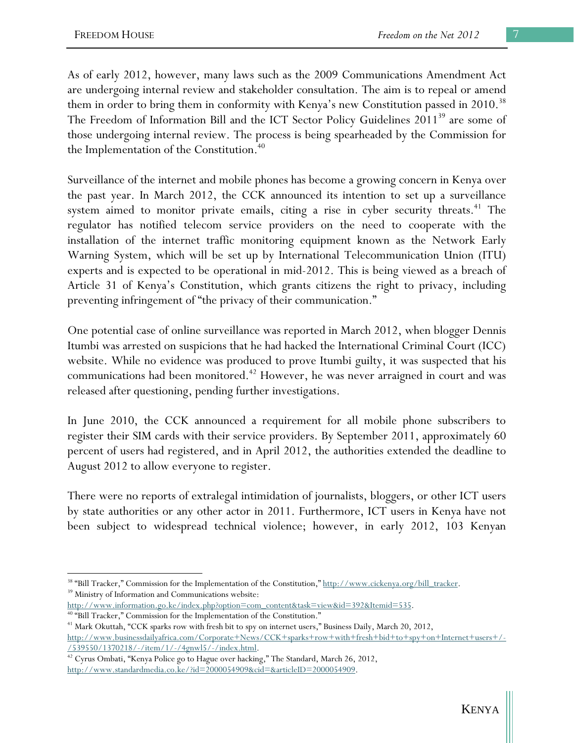As of early 2012, however, many laws such as the 2009 Communications Amendment Act are undergoing internal review and stakeholder consultation. The aim is to repeal or amend them in order to bring them in conformity with Kenya's new Constitution passed in 2010.[38] The Freedom of Information Bill and the ICT Sector Policy Guidelines 2011[39] are some of those undergoing internal review. The process is being spearheaded by the Commission for the Implementation of the Constitution.[40]

Surveillance of the internet and mobile phones has become a growing concern in Kenya over the past year. In March 2012, the CCK announced its intention to set up a surveillance system aimed to monitor private emails, citing a rise in cyber security threats.[41] The regulator has notified telecom service providers on the need to cooperate with the installation of the internet traffic monitoring equipment known as the Network Early Warning System, which will be set up by International Telecommunication Union (ITU) experts and is expected to be operational in mid-2012. This is being viewed as a breach of Article 31 of Kenya's Constitution, which grants citizens the right to privacy, including preventing infringement of "the privacy of their communication."

One potential case of online surveillance was reported in March 2012, when blogger Dennis Itumbi was arrested on suspicions that he had hacked the International Criminal Court (ICC) website. While no evidence was produced to prove Itumbi guilty, it was suspected that his communications had been monitored.[42] However, he was never arraigned in court and was released after questioning, pending further investigations.

In June 2010, the CCK announced a requirement for all mobile phone subscribers to register their SIM cards with their service providers. By September 2011, approximately 60 percent of users had registered, and in April 2012, the authorities extended the deadline to August 2012 to allow everyone to register.

There were no reports of extralegal intimidation of journalists, bloggers, or other ICT users by state authorities or any other actor in 2011. Furthermore, ICT users in Kenya have not been subject to widespread technical violence; however, in early 2012, 103 Kenyan

---

[38] "Bill Tracker," Commission for the Implementation of the Constitution," http://www.cickenya.org/bill_tracker.

[39] Ministry of Information and Communications website: http://www.information.go.ke/index.php?option=com_content&task=view&id=392&Itemid=535.

[40] "Bill Tracker," Commission for the Implementation of the Constitution."

[41] Mark Okuttah, "CCK sparks row with fresh bit to spy on internet users," Business Daily, March 20, 2012, http://www.businessdailyafrica.com/Corporate+News/CCK+sparks+row+with+fresh+bid+to+spy+on+Internet+users+/-/539550/1370218/-/item/1/-/4gnwl5/-/index.html.

[42] Cyrus Ombati, "Kenya Police go to Hague over hacking," The Standard, March 26, 2012, http://www.standardmedia.co.ke/?id=2000054909&cid=&articleID=2000054909.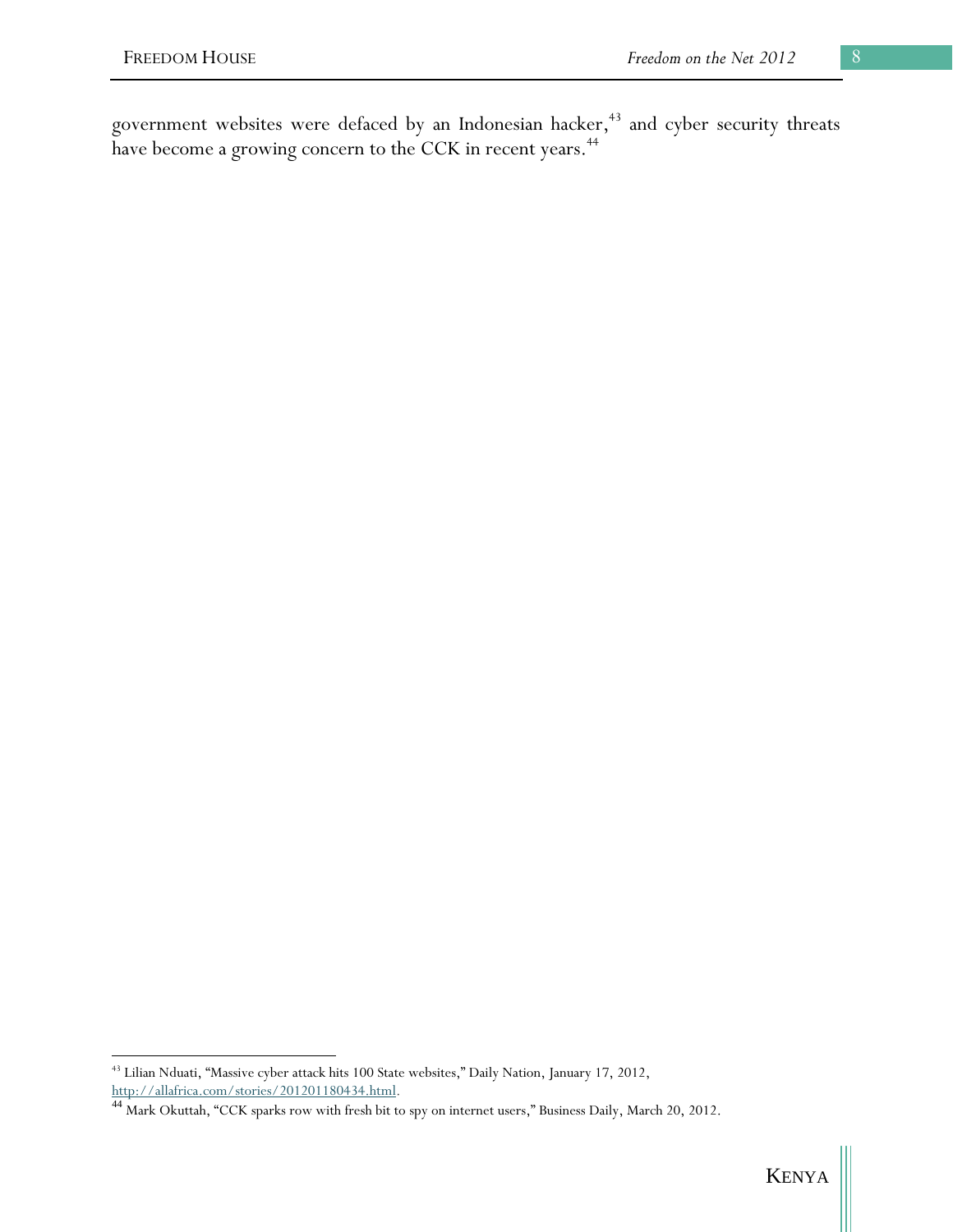government websites were defaced by an Indonesian hacker,[43] and cyber security threats have become a growing concern to the CCK in recent years.[44]

[43] Lilian Nduati, "Massive cyber attack hits 100 State websites," Daily Nation, January 17, 2012, http://allafrica.com/stories/201201180434.html.

[44] Mark Okuttah, "CCK sparks row with fresh bit to spy on internet users," Business Daily, March 20, 2012.